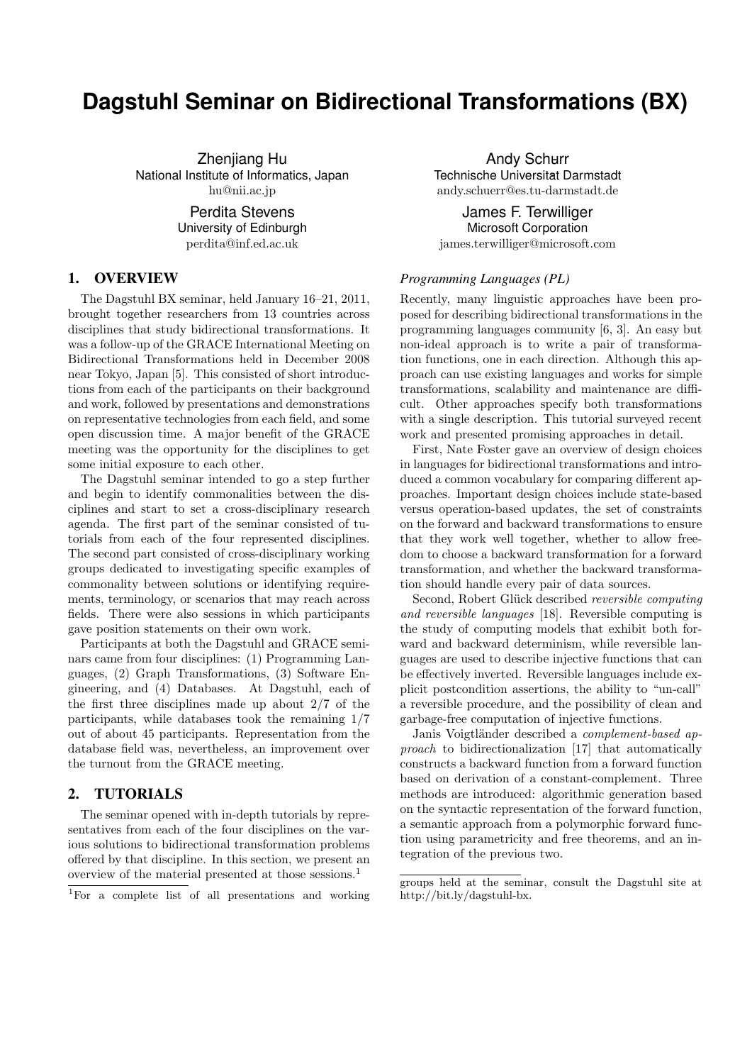# Dagstuhl Seminar on Bidirectional Transformations (BX)

Zhenjiang Hu
National Institute of Informatics, Japan
hu@nii.ac.jp

Andy Schürr
Technische Universität Darmstadt
andy.schuerr@es.tu-darmstadt.de

Perdita Stevens
University of Edinburgh
perdita@inf.ed.ac.uk

James F. Terwilliger
Microsoft Corporation
james.terwilliger@microsoft.com

## 1. OVERVIEW

The Dagstuhl BX seminar, held January 16–21, 2011, brought together researchers from 13 countries across disciplines that study bidirectional transformations. It was a follow-up of the GRACE International Meeting on Bidirectional Transformations held in December 2008 near Tokyo, Japan [5]. This consisted of short introductions from each of the participants on their background and work, followed by presentations and demonstrations on representative technologies from each field, and some open discussion time. A major benefit of the GRACE meeting was the opportunity for the disciplines to get some initial exposure to each other.

The Dagstuhl seminar intended to go a step further and begin to identify commonalities between the disciplines and start to set a cross-disciplinary research agenda. The first part of the seminar consisted of tutorials from each of the four represented disciplines. The second part consisted of cross-disciplinary working groups dedicated to investigating specific examples of commonality between solutions or identifying requirements, terminology, or scenarios that may reach across fields. There were also sessions in which participants gave position statements on their own work.

Participants at both the Dagstuhl and GRACE seminars came from four disciplines: (1) Programming Languages, (2) Graph Transformations, (3) Software Engineering, and (4) Databases. At Dagstuhl, each of the first three disciplines made up about 2/7 of the participants, while databases took the remaining 1/7 out of about 45 participants. Representation from the database field was, nevertheless, an improvement over the turnout from the GRACE meeting.

## 2. TUTORIALS

The seminar opened with in-depth tutorials by representatives from each of the four disciplines on the various solutions to bidirectional transformation problems offered by that discipline. In this section, we present an overview of the material presented at those sessions.[1]

[1]For a complete list of all presentations and working groups held at the seminar, consult the Dagstuhl site at http://bit.ly/dagstuhl-bx.

*Programming Languages (PL)*

Recently, many linguistic approaches have been proposed for describing bidirectional transformations in the programming languages community [6, 3]. An easy but non-ideal approach is to write a pair of transformation functions, one in each direction. Although this approach can use existing languages and works for simple transformations, scalability and maintenance are difficult. Other approaches specify both transformations with a single description. This tutorial surveyed recent work and presented promising approaches in detail.

First, Nate Foster gave an overview of design choices in languages for bidirectional transformations and introduced a common vocabulary for comparing different approaches. Important design choices include state-based versus operation-based updates, the set of constraints on the forward and backward transformations to ensure that they work well together, whether to allow freedom to choose a backward transformation for a forward transformation, and whether the backward transformation should handle every pair of data sources.

Second, Robert Glück described *reversible computing and reversible languages* [18]. Reversible computing is the study of computing models that exhibit both forward and backward determinism, while reversible languages are used to describe injective functions that can be effectively inverted. Reversible languages include explicit postcondition assertions, the ability to "un-call" a reversible procedure, and the possibility of clean and garbage-free computation of injective functions.

Janis Voigtländer described a *complement-based approach* to bidirectionalization [17] that automatically constructs a backward function from a forward function based on derivation of a constant-complement. Three methods are introduced: algorithmic generation based on the syntactic representation of the forward function, a semantic approach from a polymorphic forward function using parametricity and free theorems, and an integration of the previous two.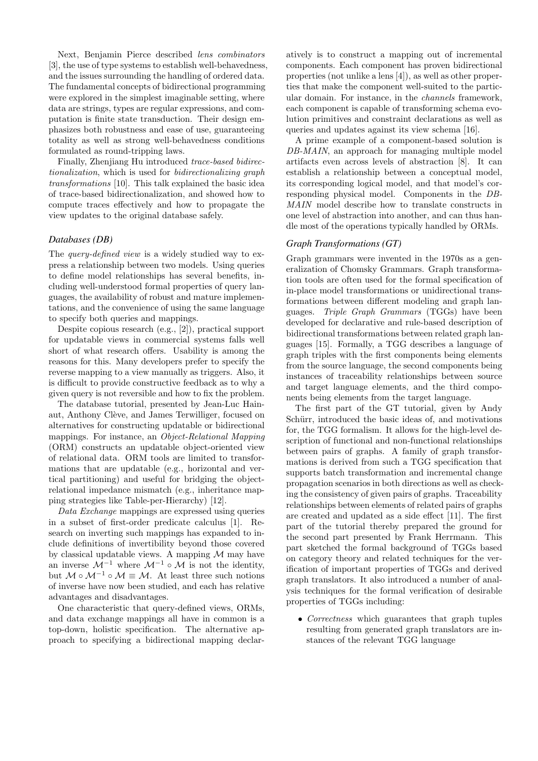Next, Benjamin Pierce described *lens combinators* [3], the use of type systems to establish well-behavedness, and the issues surrounding the handling of ordered data. The fundamental concepts of bidirectional programming were explored in the simplest imaginable setting, where data are strings, types are regular expressions, and computation is finite state transduction. Their design emphasizes both robustness and ease of use, guaranteeing totality as well as strong well-behavedness conditions formulated as round-tripping laws.

Finally, Zhenjiang Hu introduced *trace-based bidirectionalization*, which is used for *bidirectionalizing graph transformations* [10]. This talk explained the basic idea of trace-based bidirectionalization, and showed how to compute traces effectively and how to propagate the view updates to the original database safely.

### *Databases (DB)*

The *query-defined view* is a widely studied way to express a relationship between two models. Using queries to define model relationships has several benefits, including well-understood formal properties of query languages, the availability of robust and mature implementations, and the convenience of using the same language to specify both queries and mappings.

Despite copious research (e.g., [2]), practical support for updatable views in commercial systems falls well short of what research offers. Usability is among the reasons for this. Many developers prefer to specify the reverse mapping to a view manually as triggers. Also, it is difficult to provide constructive feedback as to why a given query is not reversible and how to fix the problem.

The database tutorial, presented by Jean-Luc Hainaut, Anthony Clève, and James Terwilliger, focused on alternatives for constructing updatable or bidirectional mappings. For instance, an *Object-Relational Mapping* (ORM) constructs an updatable object-oriented view of relational data. ORM tools are limited to transformations that are updatable (e.g., horizontal and vertical partitioning) and useful for bridging the object-relational impedance mismatch (e.g., inheritance mapping strategies like Table-per-Hierarchy) [12].

*Data Exchange* mappings are expressed using queries in a subset of first-order predicate calculus [1]. Research on inverting such mappings has expanded to include definitions of invertibility beyond those covered by classical updatable views. A mapping $\mathcal{M}$ may have an inverse $\mathcal{M}^{-1}$ where $\mathcal{M}^{-1} \circ \mathcal{M}$ is not the identity, but $\mathcal{M} \circ \mathcal{M}^{-1} \circ \mathcal{M} \equiv \mathcal{M}$. At least three such notions of inverse have now been studied, and each has relative advantages and disadvantages.

One characteristic that query-defined views, ORMs, and data exchange mappings all have in common is a top-down, holistic specification. The alternative approach to specifying a bidirectional mapping declaratively is to construct a mapping out of incremental components. Each component has proven bidirectional properties (not unlike a lens [4]), as well as other properties that make the component well-suited to the particular domain. For instance, in the *channels* framework, each component is capable of transforming schema evolution primitives and constraint declarations as well as queries and updates against its view schema [16].

A prime example of a component-based solution is *DB-MAIN*, an approach for managing multiple model artifacts even across levels of abstraction [8]. It can establish a relationship between a conceptual model, its corresponding logical model, and that model's corresponding physical model. Components in the *DB-MAIN* model describe how to translate constructs in one level of abstraction into another, and can thus handle most of the operations typically handled by ORMs.

### *Graph Transformations (GT)*

Graph grammars were invented in the 1970s as a generalization of Chomsky Grammars. Graph transformation tools are often used for the formal specification of in-place model transformations or unidirectional transformations between different modeling and graph languages. *Triple Graph Grammars* (TGGs) have been developed for declarative and rule-based description of bidirectional transformations between related graph languages [15]. Formally, a TGG describes a language of graph triples with the first components being elements from the source language, the second components being instances of traceability relationships between source and target language elements, and the third components being elements from the target language.

The first part of the GT tutorial, given by Andy Schürr, introduced the basic ideas of, and motivations for, the TGG formalism. It allows for the high-level description of functional and non-functional relationships between pairs of graphs. A family of graph transformations is derived from such a TGG specification that supports batch transformation and incremental change propagation scenarios in both directions as well as checking the consistency of given pairs of graphs. Traceability relationships between elements of related pairs of graphs are created and updated as a side effect [11]. The first part of the tutorial thereby prepared the ground for the second part presented by Frank Herrmann. This part sketched the formal background of TGGs based on category theory and related techniques for the verification of important properties of TGGs and derived graph translators. It also introduced a number of analysis techniques for the formal verification of desirable properties of TGGs including:

- *Correctness* which guarantees that graph tuples resulting from generated graph translators are instances of the relevant TGG language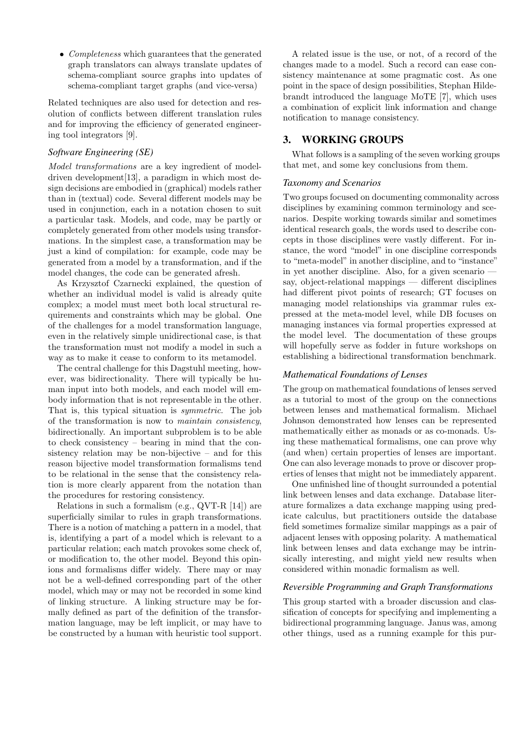- *Completeness* which guarantees that the generated graph translators can always translate updates of schema-compliant source graphs into updates of schema-compliant target graphs (and vice-versa)

Related techniques are also used for detection and resolution of conflicts between different translation rules and for improving the efficiency of generated engineering tool integrators [9].

### Software Engineering (SE)

*Model transformations* are a key ingredient of model-driven development[13], a paradigm in which most design decisions are embodied in (graphical) models rather than in (textual) code. Several different models may be used in conjunction, each in a notation chosen to suit a particular task. Models, and code, may be partly or completely generated from other models using transformations. In the simplest case, a transformation may be just a kind of compilation: for example, code may be generated from a model by a transformation, and if the model changes, the code can be generated afresh.

As Krzysztof Czarnecki explained, the question of whether an individual model is valid is already quite complex; a model must meet both local structural requirements and constraints which may be global. One of the challenges for a model transformation language, even in the relatively simple unidirectional case, is that the transformation must not modify a model in such a way as to make it cease to conform to its metamodel.

The central challenge for this Dagstuhl meeting, however, was bidirectionality. There will typically be human input into both models, and each model will embody information that is not representable in the other. That is, this typical situation is *symmetric.* The job of the transformation is now to *maintain consistency*, bidirectionally. An important subproblem is to be able to check consistency – bearing in mind that the consistency relation may be non-bijective – and for this reason bijective model transformation formalisms tend to be relational in the sense that the consistency relation is more clearly apparent from the notation than the procedures for restoring consistency.

Relations in such a formalism (e.g., QVT-R [14]) are superficially similar to rules in graph transformations. There is a notion of matching a pattern in a model, that is, identifying a part of a model which is relevant to a particular relation; each match provokes some check of, or modification to, the other model. Beyond this opinions and formalisms differ widely. There may or may not be a well-defined corresponding part of the other model, which may or may not be recorded in some kind of linking structure. A linking structure may be formally defined as part of the definition of the transformation language, may be left implicit, or may have to be constructed by a human with heuristic tool support.

A related issue is the use, or not, of a record of the changes made to a model. Such a record can ease consistency maintenance at some pragmatic cost. As one point in the space of design possibilities, Stephan Hildebrandt introduced the language MoTE [7], which uses a combination of explicit link information and change notification to manage consistency.

## 3. WORKING GROUPS

What follows is a sampling of the seven working groups that met, and some key conclusions from them.

### Taxonomy and Scenarios

Two groups focused on documenting commonality across disciplines by examining common terminology and scenarios. Despite working towards similar and sometimes identical research goals, the words used to describe concepts in those disciplines were vastly different. For instance, the word "model" in one discipline corresponds to "meta-model" in another discipline, and to "instance" in yet another discipline. Also, for a given scenario — say, object-relational mappings — different disciplines had different pivot points of research; GT focuses on managing model relationships via grammar rules expressed at the meta-model level, while DB focuses on managing instances via formal properties expressed at the model level. The documentation of these groups will hopefully serve as fodder in future workshops on establishing a bidirectional transformation benchmark.

### Mathematical Foundations of Lenses

The group on mathematical foundations of lenses served as a tutorial to most of the group on the connections between lenses and mathematical formalism. Michael Johnson demonstrated how lenses can be represented mathematically either as monads or as co-monads. Using these mathematical formalisms, one can prove why (and when) certain properties of lenses are important. One can also leverage monads to prove or discover properties of lenses that might not be immediately apparent.

One unfinished line of thought surrounded a potential link between lenses and data exchange. Database literature formalizes a data exchange mapping using predicate calculus, but practitioners outside the database field sometimes formalize similar mappings as a pair of adjacent lenses with opposing polarity. A mathematical link between lenses and data exchange may be intrinsically interesting, and might yield new results when considered within monadic formalism as well.

### Reversible Programming and Graph Transformations

This group started with a broader discussion and classification of concepts for specifying and implementing a bidirectional programming language. Janus was, among other things, used as a running example for this pur-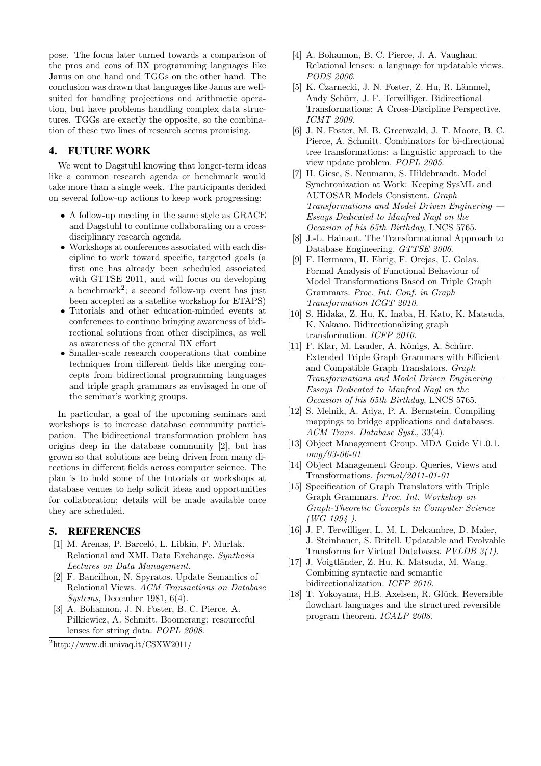pose. The focus later turned towards a comparison of the pros and cons of BX programming languages like Janus on one hand and TGGs on the other hand. The conclusion was drawn that languages like Janus are well-suited for handling projections and arithmetic operation, but have problems handling complex data structures. TGGs are exactly the opposite, so the combination of these two lines of research seems promising.

## 4. FUTURE WORK

We went to Dagstuhl knowing that longer-term ideas like a common research agenda or benchmark would take more than a single week. The participants decided on several follow-up actions to keep work progressing:

- A follow-up meeting in the same style as GRACE and Dagstuhl to continue collaborating on a cross-disciplinary research agenda
- Workshops at conferences associated with each discipline to work toward specific, targeted goals (a first one has already been scheduled associated with GTTSE 2011, and will focus on developing a benchmark[2]; a second follow-up event has just been accepted as a satellite workshop for ETAPS)
- Tutorials and other education-minded events at conferences to continue bringing awareness of bidirectional solutions from other disciplines, as well as awareness of the general BX effort
- Smaller-scale research cooperations that combine techniques from different fields like merging concepts from bidirectional programming languages and triple graph grammars as envisaged in one of the seminar's working groups.

In particular, a goal of the upcoming seminars and workshops is to increase database community participation. The bidirectional transformation problem has origins deep in the database community [2], but has grown so that solutions are being driven from many directions in different fields across computer science. The plan is to hold some of the tutorials or workshops at database venues to help solicit ideas and opportunities for collaboration; details will be made available once they are scheduled.

## 5. REFERENCES

[1] M. Arenas, P. Barceló, L. Libkin, F. Murlak. Relational and XML Data Exchange. *Synthesis Lectures on Data Management*.

[2] F. Bancilhon, N. Spyratos. Update Semantics of Relational Views. *ACM Transactions on Database Systems*, December 1981, 6(4).

[3] A. Bohannon, J. N. Foster, B. C. Pierce, A. Pilkiewicz, A. Schmitt. Boomerang: resourceful lenses for string data. *POPL 2008*.

[4] A. Bohannon, B. C. Pierce, J. A. Vaughan. Relational lenses: a language for updatable views. *PODS 2006*.

[5] K. Czarnecki, J. N. Foster, Z. Hu, R. Lämmel, Andy Schürr, J. F. Terwilliger. Bidirectional Transformations: A Cross-Discipline Perspective. *ICMT 2009*.

[6] J. N. Foster, M. B. Greenwald, J. T. Moore, B. C. Pierce, A. Schmitt. Combinators for bi-directional tree transformations: a linguistic approach to the view update problem. *POPL 2005*.

[7] H. Giese, S. Neumann, S. Hildebrandt. Model Synchronization at Work: Keeping SysML and AUTOSAR Models Consistent. *Graph Transformations and Model Driven Enginering — Essays Dedicated to Manfred Nagl on the Occasion of his 65th Birthday*, LNCS 5765.

[8] J.-L. Hainaut. The Transformational Approach to Database Engineering. *GTTSE 2006*.

[9] F. Hermann, H. Ehrig, F. Orejas, U. Golas. Formal Analysis of Functional Behaviour of Model Transformations Based on Triple Graph Grammars. *Proc. Int. Conf. in Graph Transformation ICGT 2010*.

[10] S. Hidaka, Z. Hu, K. Inaba, H. Kato, K. Matsuda, K. Nakano. Bidirectionalizing graph transformation. *ICFP 2010*.

[11] F. Klar, M. Lauder, A. Königs, A. Schürr. Extended Triple Graph Grammars with Efficient and Compatible Graph Translators. *Graph Transformations and Model Driven Enginering — Essays Dedicated to Manfred Nagl on the Occasion of his 65th Birthday*, LNCS 5765.

[12] S. Melnik, A. Adya, P. A. Bernstein. Compiling mappings to bridge applications and databases. *ACM Trans. Database Syst.*, 33(4).

[13] Object Management Group. MDA Guide V1.0.1. *omg/03-06-01*

[14] Object Management Group. Queries, Views and Transformations. *formal/2011-01-01*

[15] Specification of Graph Translators with Triple Graph Grammars. *Proc. Int. Workshop on Graph-Theoretic Concepts in Computer Science (WG 1994 )*.

[16] J. F. Terwilliger, L. M. L. Delcambre, D. Maier, J. Steinhauer, S. Britell. Updatable and Evolvable Transforms for Virtual Databases. *PVLDB 3(1)*.

[17] J. Voigtländer, Z. Hu, K. Matsuda, M. Wang. Combining syntactic and semantic bidirectionalization. *ICFP 2010*.

[18] T. Yokoyama, H.B. Axelsen, R. Glück. Reversible flowchart languages and the structured reversible program theorem. *ICALP 2008*.

[2] http://www.di.univaq.it/CSXW2011/